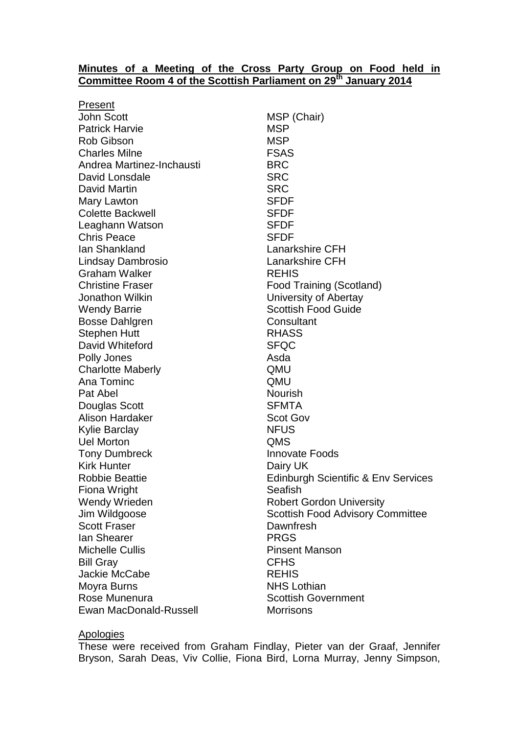**Minutes of a Meeting of the Cross Party Group on Food held in Committee Room 4 of the Scottish Parliament on 29th January 2014**

Present

| | |
|---|---|
| John Scott | MSP (Chair) |
| Patrick Harvie | MSP |
| Rob Gibson | MSP |
| Charles Milne | FSAS |
| Andrea Martinez-Inchausti | BRC |
| David Lonsdale | SRC |
| David Martin | SRC |
| Mary Lawton | SFDF |
| Colette Backwell | SFDF |
| Leaghann Watson | SFDF |
| Chris Peace | SFDF |
| Ian Shankland | Lanarkshire CFH |
| Lindsay Dambrosio | Lanarkshire CFH |
| Graham Walker | REHIS |
| Christine Fraser | Food Training (Scotland) |
| Jonathon Wilkin | University of Abertay |
| Wendy Barrie | Scottish Food Guide |
| Bosse Dahlgren | Consultant |
| Stephen Hutt | RHASS |
| David Whiteford | SFQC |
| Polly Jones | Asda |
| Charlotte Maberly | QMU |
| Ana Tominc | QMU |
| Pat Abel | Nourish |
| Douglas Scott | SFMTA |
| Alison Hardaker | Scot Gov |
| Kylie Barclay | NFUS |
| Uel Morton | QMS |
| Tony Dumbreck | Innovate Foods |
| Kirk Hunter | Dairy UK |
| Robbie Beattie | Edinburgh Scientific & Env Services |
| Fiona Wright | Seafish |
| Wendy Wrieden | Robert Gordon University |
| Jim Wildgoose | Scottish Food Advisory Committee |
| Scott Fraser | Dawnfresh |
| Ian Shearer | PRGS |
| Michelle Cullis | Pinsent Manson |
| Bill Gray | CFHS |
| Jackie McCabe | REHIS |
| Moyra Burns | NHS Lothian |
| Rose Munenura | Scottish Government |
| Ewan MacDonald-Russell | Morrisons |

Apologies

These were received from Graham Findlay, Pieter van der Graaf, Jennifer Bryson, Sarah Deas, Viv Collie, Fiona Bird, Lorna Murray, Jenny Simpson,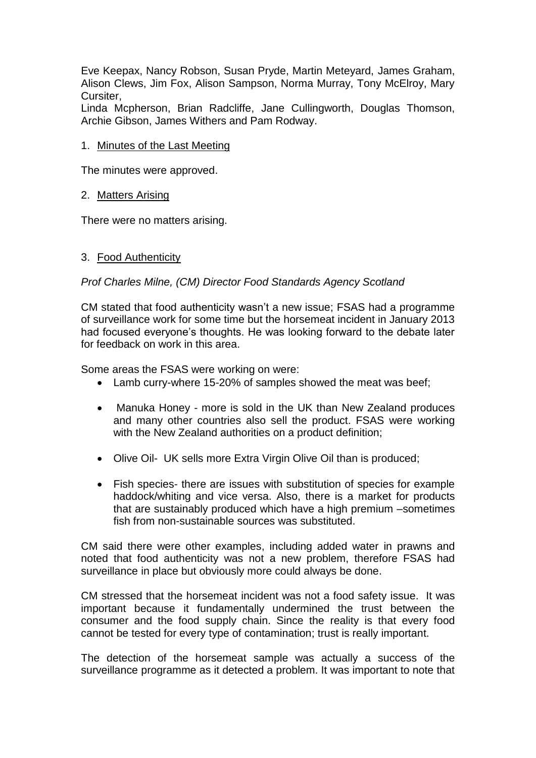Eve Keepax, Nancy Robson, Susan Pryde, Martin Meteyard, James Graham, Alison Clews, Jim Fox, Alison Sampson, Norma Murray, Tony McElroy, Mary Cursiter,
Linda Mcpherson, Brian Radcliffe, Jane Cullingworth, Douglas Thomson, Archie Gibson, James Withers and Pam Rodway.

1. Minutes of the Last Meeting

The minutes were approved.

2. Matters Arising

There were no matters arising.

3. Food Authenticity

*Prof Charles Milne, (CM) Director Food Standards Agency Scotland*

CM stated that food authenticity wasn't a new issue; FSAS had a programme of surveillance work for some time but the horsemeat incident in January 2013 had focused everyone's thoughts. He was looking forward to the debate later for feedback on work in this area.

Some areas the FSAS were working on were:

- Lamb curry-where 15-20% of samples showed the meat was beef;
- Manuka Honey - more is sold in the UK than New Zealand produces and many other countries also sell the product. FSAS were working with the New Zealand authorities on a product definition;
- Olive Oil- UK sells more Extra Virgin Olive Oil than is produced;
- Fish species- there are issues with substitution of species for example haddock/whiting and vice versa. Also, there is a market for products that are sustainably produced which have a high premium –sometimes fish from non-sustainable sources was substituted.

CM said there were other examples, including added water in prawns and noted that food authenticity was not a new problem, therefore FSAS had surveillance in place but obviously more could always be done.

CM stressed that the horsemeat incident was not a food safety issue. It was important because it fundamentally undermined the trust between the consumer and the food supply chain. Since the reality is that every food cannot be tested for every type of contamination; trust is really important.

The detection of the horsemeat sample was actually a success of the surveillance programme as it detected a problem. It was important to note that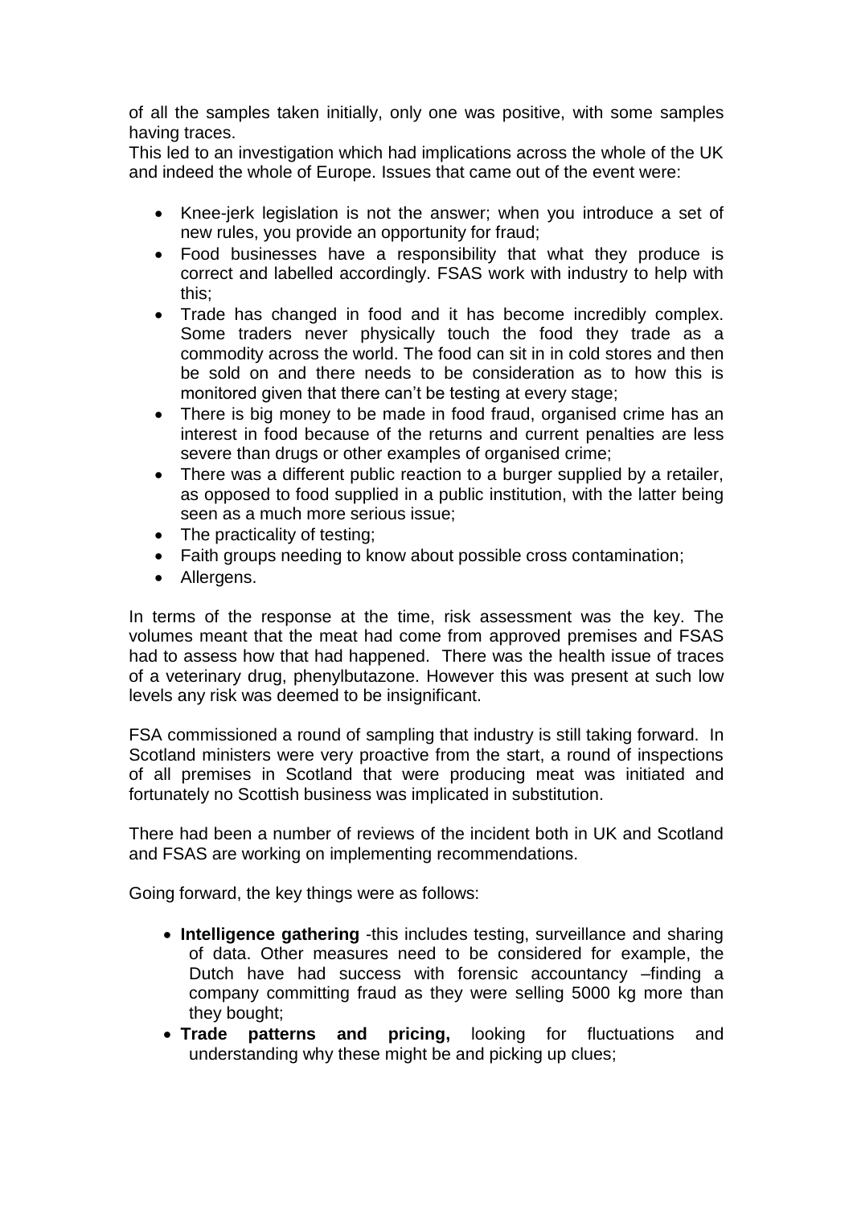of all the samples taken initially, only one was positive, with some samples having traces.

This led to an investigation which had implications across the whole of the UK and indeed the whole of Europe. Issues that came out of the event were:

- Knee-jerk legislation is not the answer; when you introduce a set of new rules, you provide an opportunity for fraud;
- Food businesses have a responsibility that what they produce is correct and labelled accordingly. FSAS work with industry to help with this;
- Trade has changed in food and it has become incredibly complex. Some traders never physically touch the food they trade as a commodity across the world. The food can sit in in cold stores and then be sold on and there needs to be consideration as to how this is monitored given that there can't be testing at every stage;
- There is big money to be made in food fraud, organised crime has an interest in food because of the returns and current penalties are less severe than drugs or other examples of organised crime;
- There was a different public reaction to a burger supplied by a retailer, as opposed to food supplied in a public institution, with the latter being seen as a much more serious issue;
- The practicality of testing;
- Faith groups needing to know about possible cross contamination;
- Allergens.

In terms of the response at the time, risk assessment was the key. The volumes meant that the meat had come from approved premises and FSAS had to assess how that had happened. There was the health issue of traces of a veterinary drug, phenylbutazone. However this was present at such low levels any risk was deemed to be insignificant.

FSA commissioned a round of sampling that industry is still taking forward. In Scotland ministers were very proactive from the start, a round of inspections of all premises in Scotland that were producing meat was initiated and fortunately no Scottish business was implicated in substitution.

There had been a number of reviews of the incident both in UK and Scotland and FSAS are working on implementing recommendations.

Going forward, the key things were as follows:

- **Intelligence gathering** -this includes testing, surveillance and sharing of data. Other measures need to be considered for example, the Dutch have had success with forensic accountancy –finding a company committing fraud as they were selling 5000 kg more than they bought;
- **Trade patterns and pricing,** looking for fluctuations and understanding why these might be and picking up clues;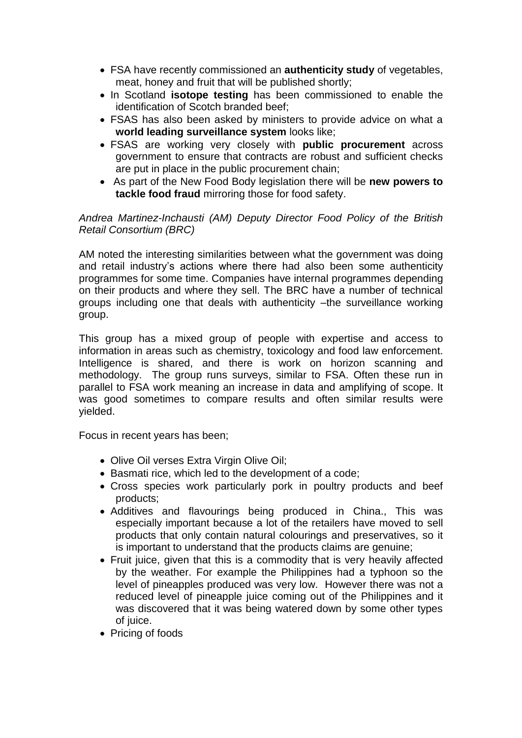- FSA have recently commissioned an **authenticity study** of vegetables, meat, honey and fruit that will be published shortly;
- In Scotland **isotope testing** has been commissioned to enable the identification of Scotch branded beef;
- FSAS has also been asked by ministers to provide advice on what a **world leading surveillance system** looks like;
- FSAS are working very closely with **public procurement** across government to ensure that contracts are robust and sufficient checks are put in place in the public procurement chain;
- As part of the New Food Body legislation there will be **new powers to tackle food fraud** mirroring those for food safety.

*Andrea Martinez-Inchausti (AM) Deputy Director Food Policy of the British Retail Consortium (BRC)*

AM noted the interesting similarities between what the government was doing and retail industry's actions where there had also been some authenticity programmes for some time. Companies have internal programmes depending on their products and where they sell. The BRC have a number of technical groups including one that deals with authenticity –the surveillance working group.

This group has a mixed group of people with expertise and access to information in areas such as chemistry, toxicology and food law enforcement. Intelligence is shared, and there is work on horizon scanning and methodology. The group runs surveys, similar to FSA. Often these run in parallel to FSA work meaning an increase in data and amplifying of scope. It was good sometimes to compare results and often similar results were yielded.

Focus in recent years has been;

- Olive Oil verses Extra Virgin Olive Oil;
- Basmati rice, which led to the development of a code;
- Cross species work particularly pork in poultry products and beef products;
- Additives and flavourings being produced in China., This was especially important because a lot of the retailers have moved to sell products that only contain natural colourings and preservatives, so it is important to understand that the products claims are genuine;
- Fruit juice, given that this is a commodity that is very heavily affected by the weather. For example the Philippines had a typhoon so the level of pineapples produced was very low. However there was not a reduced level of pineapple juice coming out of the Philippines and it was discovered that it was being watered down by some other types of juice.
- Pricing of foods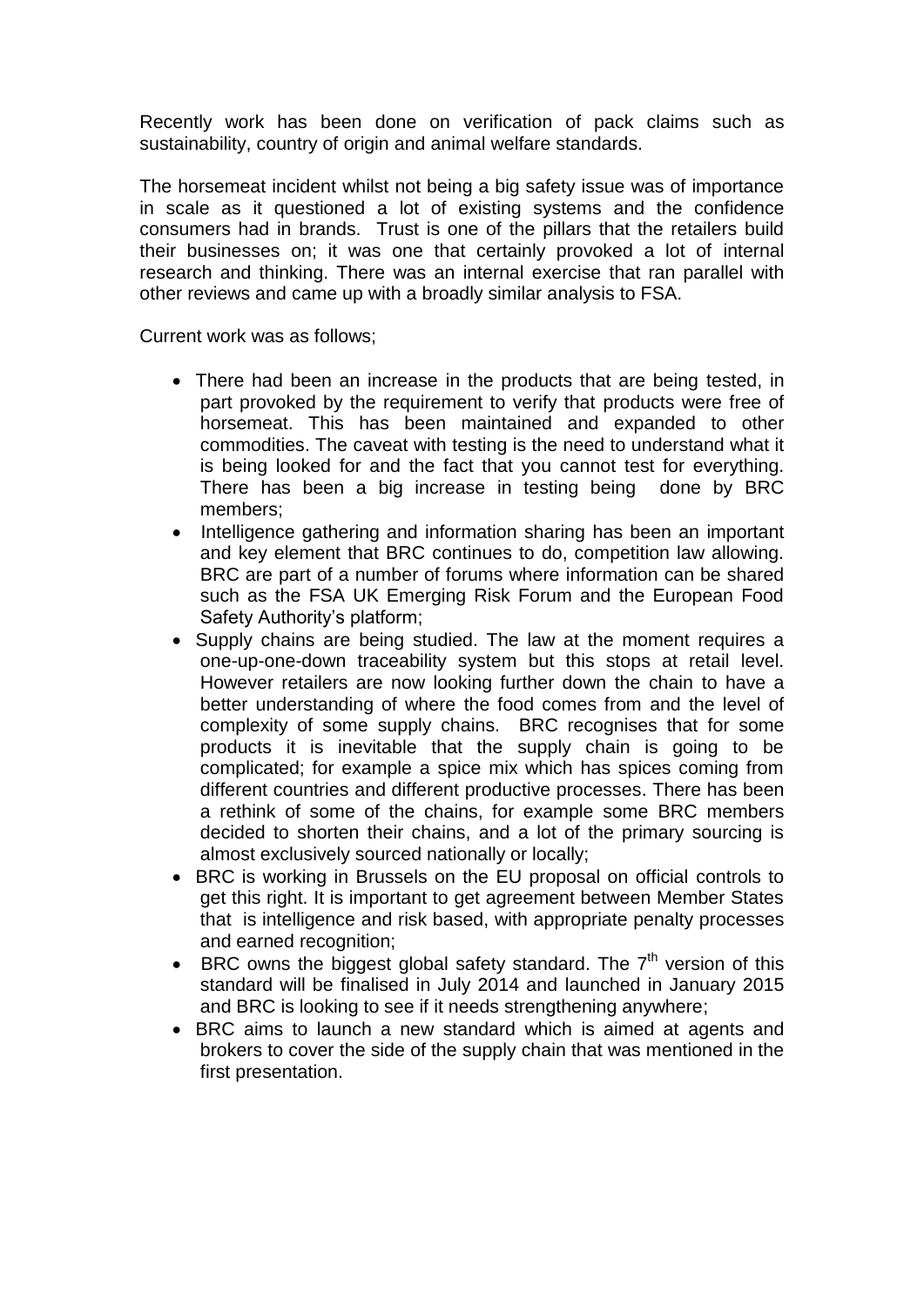Recently work has been done on verification of pack claims such as sustainability, country of origin and animal welfare standards.

The horsemeat incident whilst not being a big safety issue was of importance in scale as it questioned a lot of existing systems and the confidence consumers had in brands. Trust is one of the pillars that the retailers build their businesses on; it was one that certainly provoked a lot of internal research and thinking. There was an internal exercise that ran parallel with other reviews and came up with a broadly similar analysis to FSA.

Current work was as follows;

- There had been an increase in the products that are being tested, in part provoked by the requirement to verify that products were free of horsemeat. This has been maintained and expanded to other commodities. The caveat with testing is the need to understand what it is being looked for and the fact that you cannot test for everything. There has been a big increase in testing being done by BRC members;
- Intelligence gathering and information sharing has been an important and key element that BRC continues to do, competition law allowing. BRC are part of a number of forums where information can be shared such as the FSA UK Emerging Risk Forum and the European Food Safety Authority's platform;
- Supply chains are being studied. The law at the moment requires a one-up-one-down traceability system but this stops at retail level. However retailers are now looking further down the chain to have a better understanding of where the food comes from and the level of complexity of some supply chains. BRC recognises that for some products it is inevitable that the supply chain is going to be complicated; for example a spice mix which has spices coming from different countries and different productive processes. There has been a rethink of some of the chains, for example some BRC members decided to shorten their chains, and a lot of the primary sourcing is almost exclusively sourced nationally or locally;
- BRC is working in Brussels on the EU proposal on official controls to get this right. It is important to get agreement between Member States that is intelligence and risk based, with appropriate penalty processes and earned recognition;
- BRC owns the biggest global safety standard. The 7th version of this standard will be finalised in July 2014 and launched in January 2015 and BRC is looking to see if it needs strengthening anywhere;
- BRC aims to launch a new standard which is aimed at agents and brokers to cover the side of the supply chain that was mentioned in the first presentation.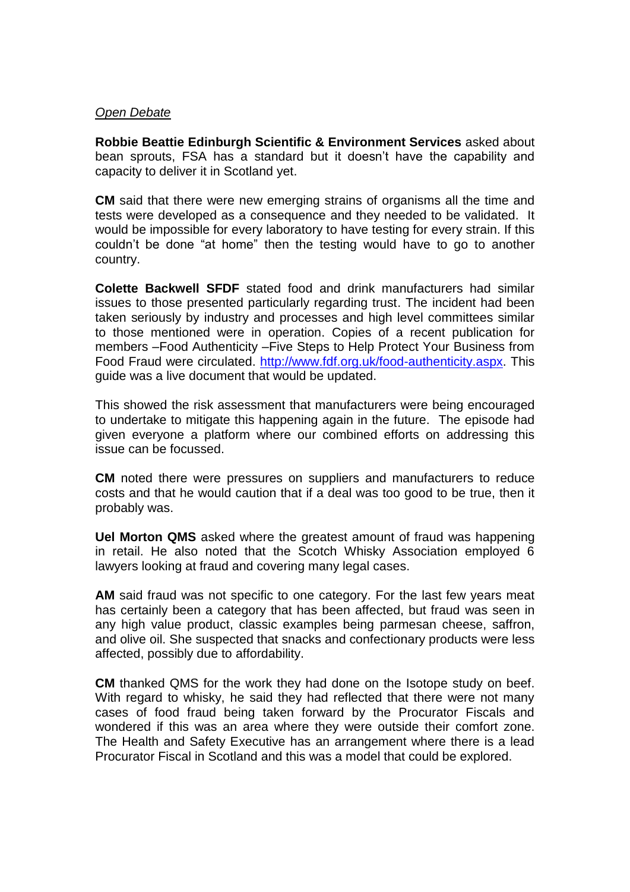*Open Debate*

**Robbie Beattie Edinburgh Scientific & Environment Services** asked about bean sprouts, FSA has a standard but it doesn't have the capability and capacity to deliver it in Scotland yet.

**CM** said that there were new emerging strains of organisms all the time and tests were developed as a consequence and they needed to be validated. It would be impossible for every laboratory to have testing for every strain. If this couldn't be done "at home" then the testing would have to go to another country.

**Colette Backwell SFDF** stated food and drink manufacturers had similar issues to those presented particularly regarding trust. The incident had been taken seriously by industry and processes and high level committees similar to those mentioned were in operation. Copies of a recent publication for members –Food Authenticity –Five Steps to Help Protect Your Business from Food Fraud were circulated. [http://www.fdf.org.uk/food-authenticity.aspx](http://www.fdf.org.uk/food-authenticity.aspx). This guide was a live document that would be updated.

This showed the risk assessment that manufacturers were being encouraged to undertake to mitigate this happening again in the future. The episode had given everyone a platform where our combined efforts on addressing this issue can be focussed.

**CM** noted there were pressures on suppliers and manufacturers to reduce costs and that he would caution that if a deal was too good to be true, then it probably was.

**Uel Morton QMS** asked where the greatest amount of fraud was happening in retail. He also noted that the Scotch Whisky Association employed 6 lawyers looking at fraud and covering many legal cases.

**AM** said fraud was not specific to one category. For the last few years meat has certainly been a category that has been affected, but fraud was seen in any high value product, classic examples being parmesan cheese, saffron, and olive oil. She suspected that snacks and confectionary products were less affected, possibly due to affordability.

**CM** thanked QMS for the work they had done on the Isotope study on beef. With regard to whisky, he said they had reflected that there were not many cases of food fraud being taken forward by the Procurator Fiscals and wondered if this was an area where they were outside their comfort zone. The Health and Safety Executive has an arrangement where there is a lead Procurator Fiscal in Scotland and this was a model that could be explored.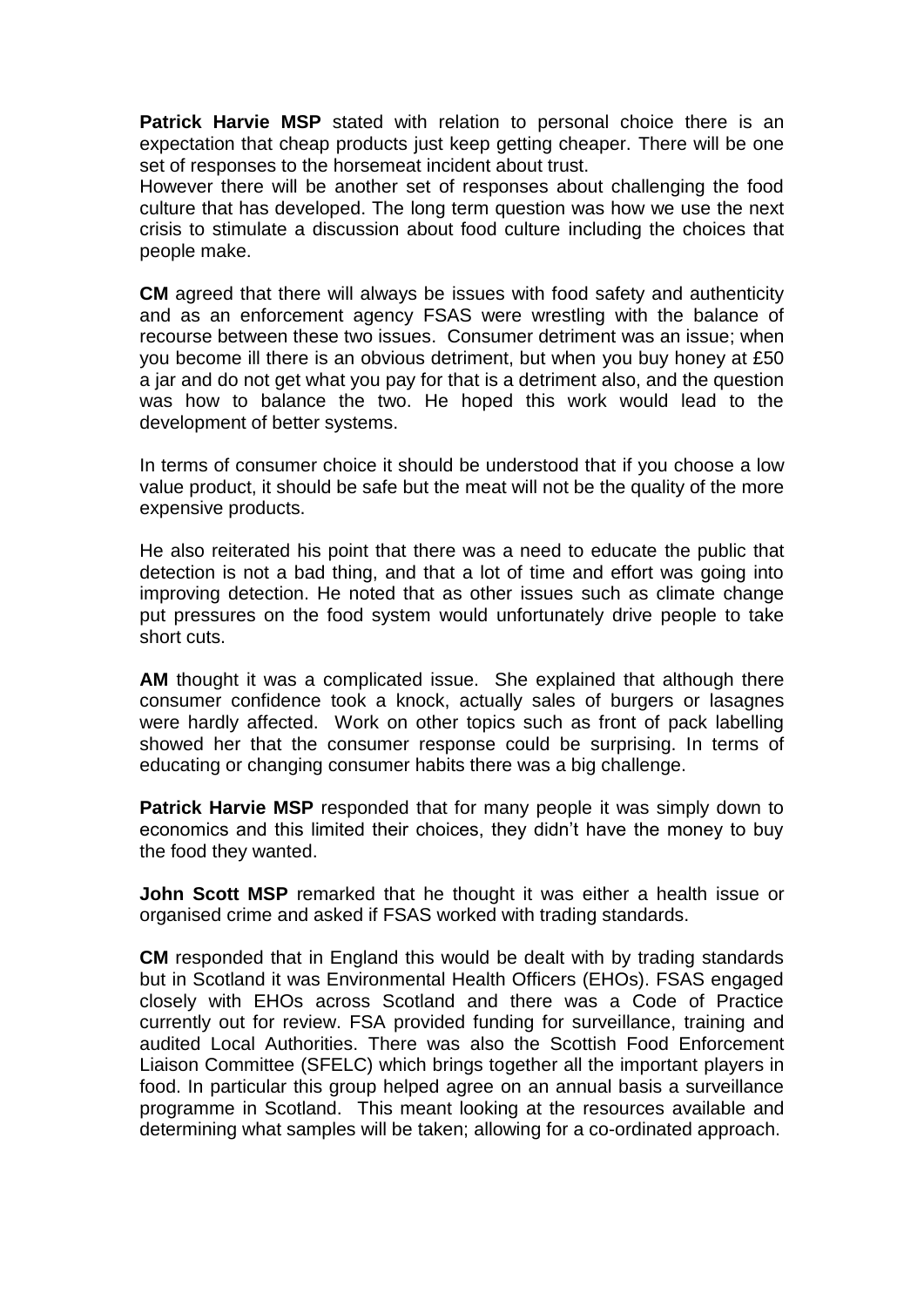**Patrick Harvie MSP** stated with relation to personal choice there is an expectation that cheap products just keep getting cheaper. There will be one set of responses to the horsemeat incident about trust.
However there will be another set of responses about challenging the food culture that has developed. The long term question was how we use the next crisis to stimulate a discussion about food culture including the choices that people make.

**CM** agreed that there will always be issues with food safety and authenticity and as an enforcement agency FSAS were wrestling with the balance of recourse between these two issues. Consumer detriment was an issue; when you become ill there is an obvious detriment, but when you buy honey at £50 a jar and do not get what you pay for that is a detriment also, and the question was how to balance the two. He hoped this work would lead to the development of better systems.

In terms of consumer choice it should be understood that if you choose a low value product, it should be safe but the meat will not be the quality of the more expensive products.

He also reiterated his point that there was a need to educate the public that detection is not a bad thing, and that a lot of time and effort was going into improving detection. He noted that as other issues such as climate change put pressures on the food system would unfortunately drive people to take short cuts.

**AM** thought it was a complicated issue. She explained that although there consumer confidence took a knock, actually sales of burgers or lasagnes were hardly affected. Work on other topics such as front of pack labelling showed her that the consumer response could be surprising. In terms of educating or changing consumer habits there was a big challenge.

**Patrick Harvie MSP** responded that for many people it was simply down to economics and this limited their choices, they didn't have the money to buy the food they wanted.

**John Scott MSP** remarked that he thought it was either a health issue or organised crime and asked if FSAS worked with trading standards.

**CM** responded that in England this would be dealt with by trading standards but in Scotland it was Environmental Health Officers (EHOs). FSAS engaged closely with EHOs across Scotland and there was a Code of Practice currently out for review. FSA provided funding for surveillance, training and audited Local Authorities. There was also the Scottish Food Enforcement Liaison Committee (SFELC) which brings together all the important players in food. In particular this group helped agree on an annual basis a surveillance programme in Scotland. This meant looking at the resources available and determining what samples will be taken; allowing for a co-ordinated approach.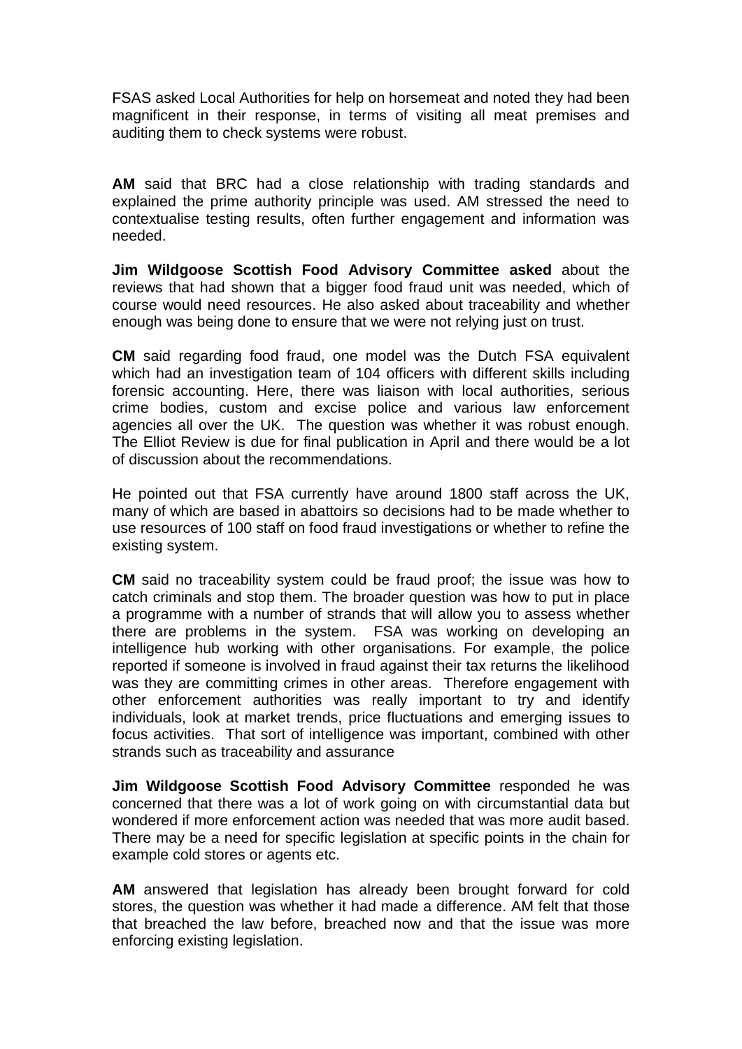FSAS asked Local Authorities for help on horsemeat and noted they had been magnificent in their response, in terms of visiting all meat premises and auditing them to check systems were robust.

**AM** said that BRC had a close relationship with trading standards and explained the prime authority principle was used. AM stressed the need to contextualise testing results, often further engagement and information was needed.

**Jim Wildgoose Scottish Food Advisory Committee asked** about the reviews that had shown that a bigger food fraud unit was needed, which of course would need resources. He also asked about traceability and whether enough was being done to ensure that we were not relying just on trust.

**CM** said regarding food fraud, one model was the Dutch FSA equivalent which had an investigation team of 104 officers with different skills including forensic accounting. Here, there was liaison with local authorities, serious crime bodies, custom and excise police and various law enforcement agencies all over the UK. The question was whether it was robust enough. The Elliot Review is due for final publication in April and there would be a lot of discussion about the recommendations.

He pointed out that FSA currently have around 1800 staff across the UK, many of which are based in abattoirs so decisions had to be made whether to use resources of 100 staff on food fraud investigations or whether to refine the existing system.

**CM** said no traceability system could be fraud proof; the issue was how to catch criminals and stop them. The broader question was how to put in place a programme with a number of strands that will allow you to assess whether there are problems in the system. FSA was working on developing an intelligence hub working with other organisations. For example, the police reported if someone is involved in fraud against their tax returns the likelihood was they are committing crimes in other areas. Therefore engagement with other enforcement authorities was really important to try and identify individuals, look at market trends, price fluctuations and emerging issues to focus activities. That sort of intelligence was important, combined with other strands such as traceability and assurance

**Jim Wildgoose Scottish Food Advisory Committee** responded he was concerned that there was a lot of work going on with circumstantial data but wondered if more enforcement action was needed that was more audit based. There may be a need for specific legislation at specific points in the chain for example cold stores or agents etc.

**AM** answered that legislation has already been brought forward for cold stores, the question was whether it had made a difference. AM felt that those that breached the law before, breached now and that the issue was more enforcing existing legislation.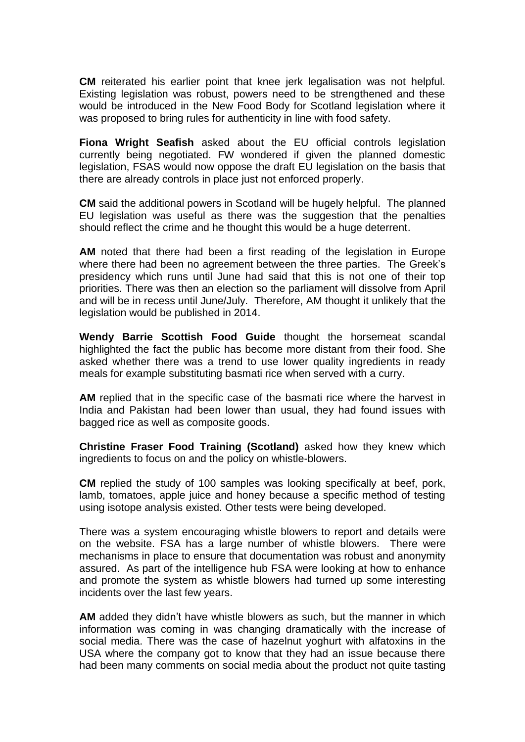**CM** reiterated his earlier point that knee jerk legalisation was not helpful. Existing legislation was robust, powers need to be strengthened and these would be introduced in the New Food Body for Scotland legislation where it was proposed to bring rules for authenticity in line with food safety.

**Fiona Wright Seafish** asked about the EU official controls legislation currently being negotiated. FW wondered if given the planned domestic legislation, FSAS would now oppose the draft EU legislation on the basis that there are already controls in place just not enforced properly.

**CM** said the additional powers in Scotland will be hugely helpful. The planned EU legislation was useful as there was the suggestion that the penalties should reflect the crime and he thought this would be a huge deterrent.

**AM** noted that there had been a first reading of the legislation in Europe where there had been no agreement between the three parties. The Greek's presidency which runs until June had said that this is not one of their top priorities. There was then an election so the parliament will dissolve from April and will be in recess until June/July. Therefore, AM thought it unlikely that the legislation would be published in 2014.

**Wendy Barrie Scottish Food Guide** thought the horsemeat scandal highlighted the fact the public has become more distant from their food. She asked whether there was a trend to use lower quality ingredients in ready meals for example substituting basmati rice when served with a curry.

**AM** replied that in the specific case of the basmati rice where the harvest in India and Pakistan had been lower than usual, they had found issues with bagged rice as well as composite goods.

**Christine Fraser Food Training (Scotland)** asked how they knew which ingredients to focus on and the policy on whistle-blowers.

**CM** replied the study of 100 samples was looking specifically at beef, pork, lamb, tomatoes, apple juice and honey because a specific method of testing using isotope analysis existed. Other tests were being developed.

There was a system encouraging whistle blowers to report and details were on the website. FSA has a large number of whistle blowers. There were mechanisms in place to ensure that documentation was robust and anonymity assured. As part of the intelligence hub FSA were looking at how to enhance and promote the system as whistle blowers had turned up some interesting incidents over the last few years.

**AM** added they didn't have whistle blowers as such, but the manner in which information was coming in was changing dramatically with the increase of social media. There was the case of hazelnut yoghurt with alfatoxins in the USA where the company got to know that they had an issue because there had been many comments on social media about the product not quite tasting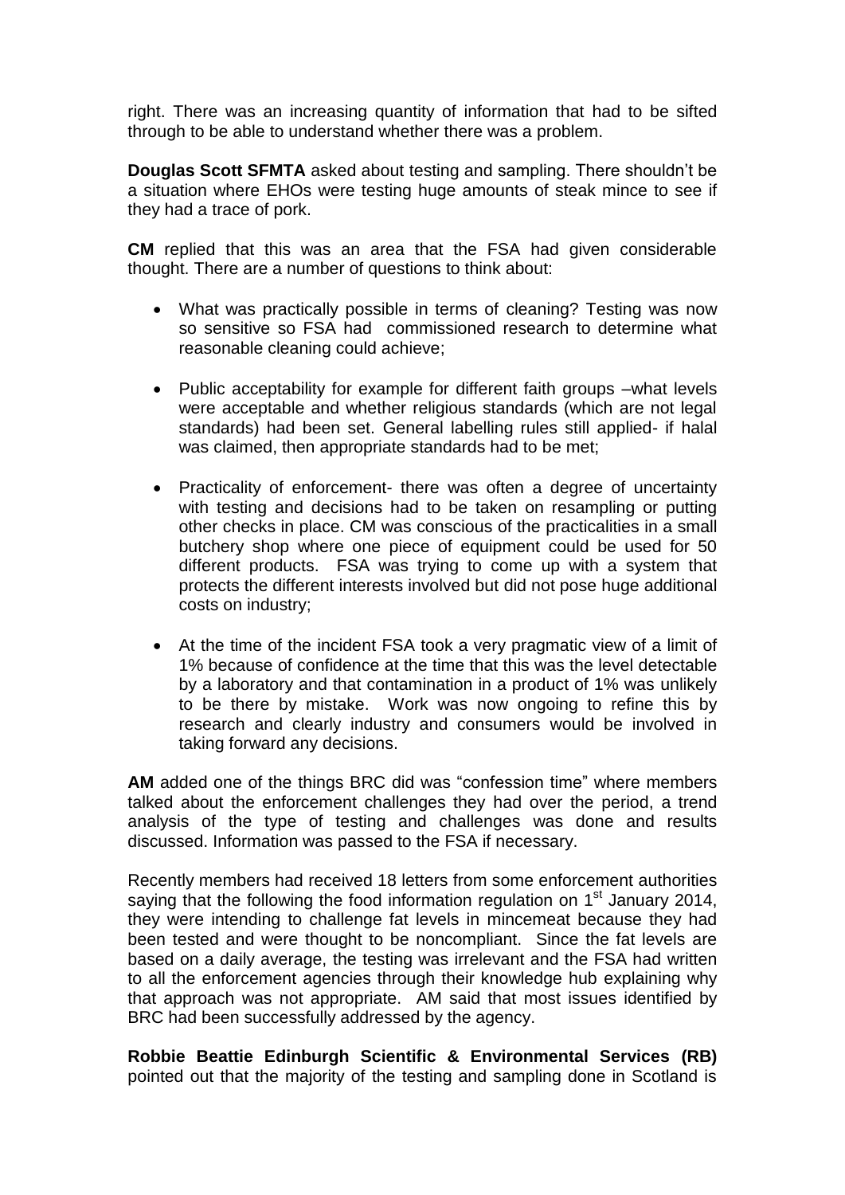right. There was an increasing quantity of information that had to be sifted through to be able to understand whether there was a problem.

**Douglas Scott SFMTA** asked about testing and sampling. There shouldn't be a situation where EHOs were testing huge amounts of steak mince to see if they had a trace of pork.

**CM** replied that this was an area that the FSA had given considerable thought. There are a number of questions to think about:

- What was practically possible in terms of cleaning? Testing was now so sensitive so FSA had commissioned research to determine what reasonable cleaning could achieve;
- Public acceptability for example for different faith groups –what levels were acceptable and whether religious standards (which are not legal standards) had been set. General labelling rules still applied- if halal was claimed, then appropriate standards had to be met;
- Practicality of enforcement- there was often a degree of uncertainty with testing and decisions had to be taken on resampling or putting other checks in place. CM was conscious of the practicalities in a small butchery shop where one piece of equipment could be used for 50 different products. FSA was trying to come up with a system that protects the different interests involved but did not pose huge additional costs on industry;
- At the time of the incident FSA took a very pragmatic view of a limit of 1% because of confidence at the time that this was the level detectable by a laboratory and that contamination in a product of 1% was unlikely to be there by mistake. Work was now ongoing to refine this by research and clearly industry and consumers would be involved in taking forward any decisions.

**AM** added one of the things BRC did was "confession time" where members talked about the enforcement challenges they had over the period, a trend analysis of the type of testing and challenges was done and results discussed. Information was passed to the FSA if necessary.

Recently members had received 18 letters from some enforcement authorities saying that the following the food information regulation on 1st January 2014, they were intending to challenge fat levels in mincemeat because they had been tested and were thought to be noncompliant. Since the fat levels are based on a daily average, the testing was irrelevant and the FSA had written to all the enforcement agencies through their knowledge hub explaining why that approach was not appropriate. AM said that most issues identified by BRC had been successfully addressed by the agency.

**Robbie Beattie Edinburgh Scientific & Environmental Services (RB)** pointed out that the majority of the testing and sampling done in Scotland is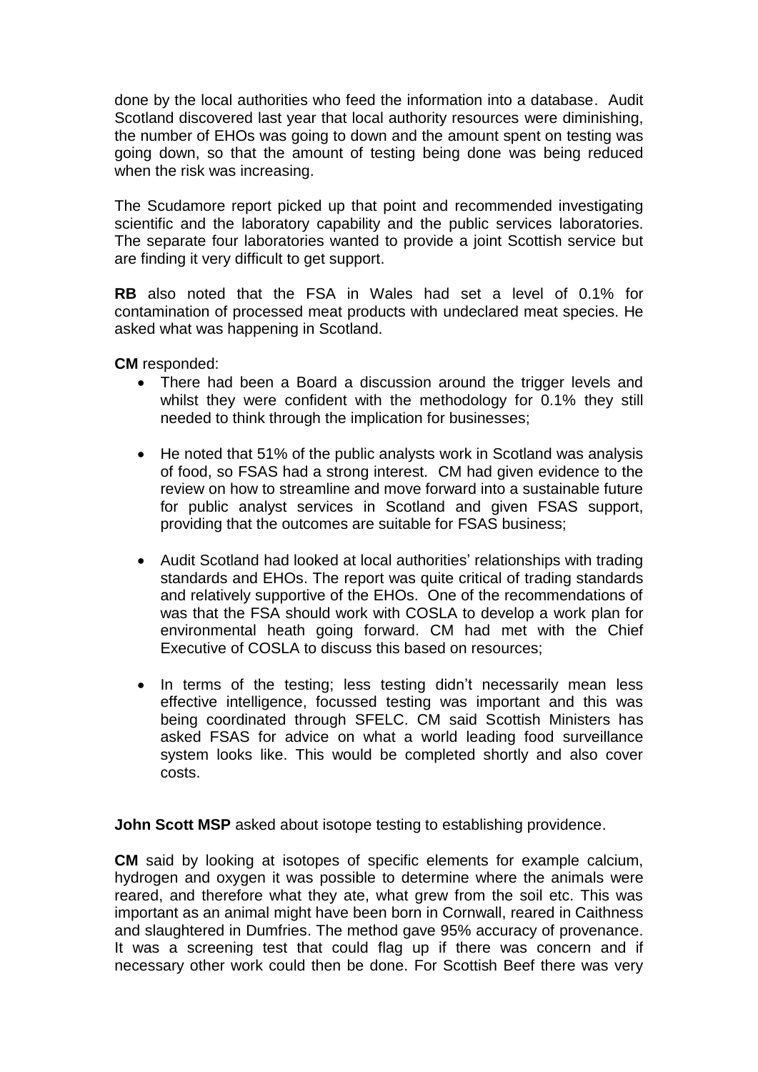done by the local authorities who feed the information into a database. Audit Scotland discovered last year that local authority resources were diminishing, the number of EHOs was going to down and the amount spent on testing was going down, so that the amount of testing being done was being reduced when the risk was increasing.

The Scudamore report picked up that point and recommended investigating scientific and the laboratory capability and the public services laboratories. The separate four laboratories wanted to provide a joint Scottish service but are finding it very difficult to get support.

**RB** also noted that the FSA in Wales had set a level of 0.1% for contamination of processed meat products with undeclared meat species. He asked what was happening in Scotland.

**CM** responded:

- There had been a Board a discussion around the trigger levels and whilst they were confident with the methodology for 0.1% they still needed to think through the implication for businesses;

- He noted that 51% of the public analysts work in Scotland was analysis of food, so FSAS had a strong interest. CM had given evidence to the review on how to streamline and move forward into a sustainable future for public analyst services in Scotland and given FSAS support, providing that the outcomes are suitable for FSAS business;

- Audit Scotland had looked at local authorities' relationships with trading standards and EHOs. The report was quite critical of trading standards and relatively supportive of the EHOs. One of the recommendations of was that the FSA should work with COSLA to develop a work plan for environmental heath going forward. CM had met with the Chief Executive of COSLA to discuss this based on resources;

- In terms of the testing; less testing didn't necessarily mean less effective intelligence, focussed testing was important and this was being coordinated through SFELC. CM said Scottish Ministers has asked FSAS for advice on what a world leading food surveillance system looks like. This would be completed shortly and also cover costs.

**John Scott MSP** asked about isotope testing to establishing providence.

**CM** said by looking at isotopes of specific elements for example calcium, hydrogen and oxygen it was possible to determine where the animals were reared, and therefore what they ate, what grew from the soil etc. This was important as an animal might have been born in Cornwall, reared in Caithness and slaughtered in Dumfries. The method gave 95% accuracy of provenance. It was a screening test that could flag up if there was concern and if necessary other work could then be done. For Scottish Beef there was very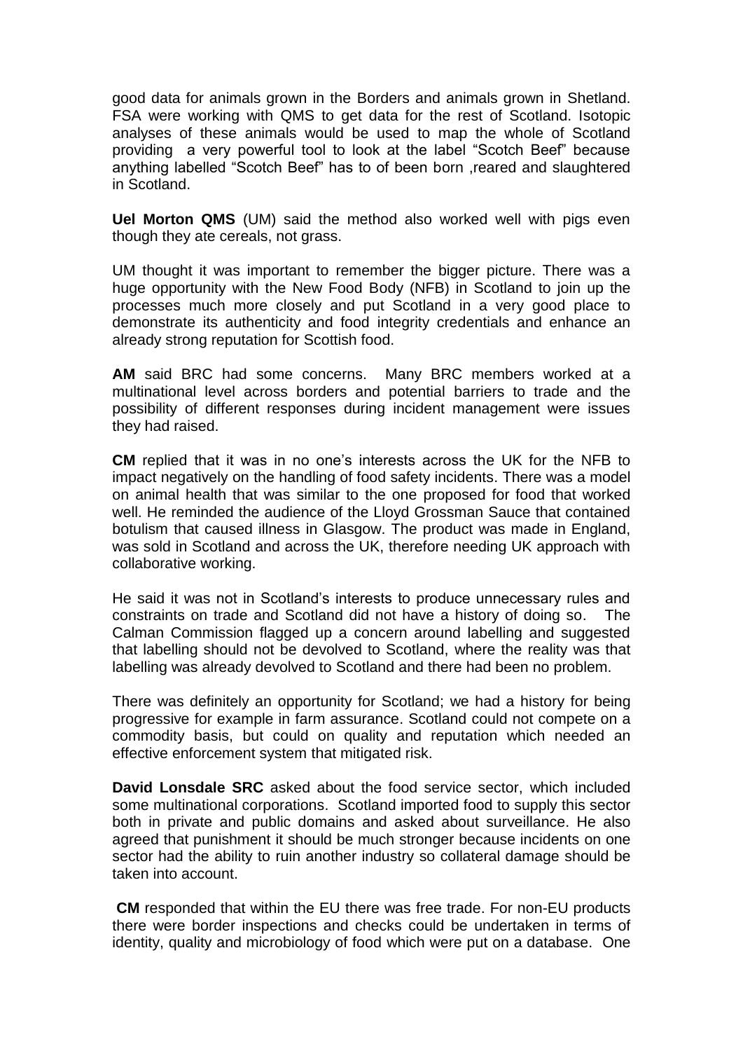good data for animals grown in the Borders and animals grown in Shetland. FSA were working with QMS to get data for the rest of Scotland. Isotopic analyses of these animals would be used to map the whole of Scotland providing a very powerful tool to look at the label "Scotch Beef" because anything labelled "Scotch Beef" has to of been born ,reared and slaughtered in Scotland.

**Uel Morton QMS** (UM) said the method also worked well with pigs even though they ate cereals, not grass.

UM thought it was important to remember the bigger picture. There was a huge opportunity with the New Food Body (NFB) in Scotland to join up the processes much more closely and put Scotland in a very good place to demonstrate its authenticity and food integrity credentials and enhance an already strong reputation for Scottish food.

**AM** said BRC had some concerns. Many BRC members worked at a multinational level across borders and potential barriers to trade and the possibility of different responses during incident management were issues they had raised.

**CM** replied that it was in no one's interests across the UK for the NFB to impact negatively on the handling of food safety incidents. There was a model on animal health that was similar to the one proposed for food that worked well. He reminded the audience of the Lloyd Grossman Sauce that contained botulism that caused illness in Glasgow. The product was made in England, was sold in Scotland and across the UK, therefore needing UK approach with collaborative working.

He said it was not in Scotland's interests to produce unnecessary rules and constraints on trade and Scotland did not have a history of doing so. The Calman Commission flagged up a concern around labelling and suggested that labelling should not be devolved to Scotland, where the reality was that labelling was already devolved to Scotland and there had been no problem.

There was definitely an opportunity for Scotland; we had a history for being progressive for example in farm assurance. Scotland could not compete on a commodity basis, but could on quality and reputation which needed an effective enforcement system that mitigated risk.

**David Lonsdale SRC** asked about the food service sector, which included some multinational corporations. Scotland imported food to supply this sector both in private and public domains and asked about surveillance. He also agreed that punishment it should be much stronger because incidents on one sector had the ability to ruin another industry so collateral damage should be taken into account.

**CM** responded that within the EU there was free trade. For non-EU products there were border inspections and checks could be undertaken in terms of identity, quality and microbiology of food which were put on a database. One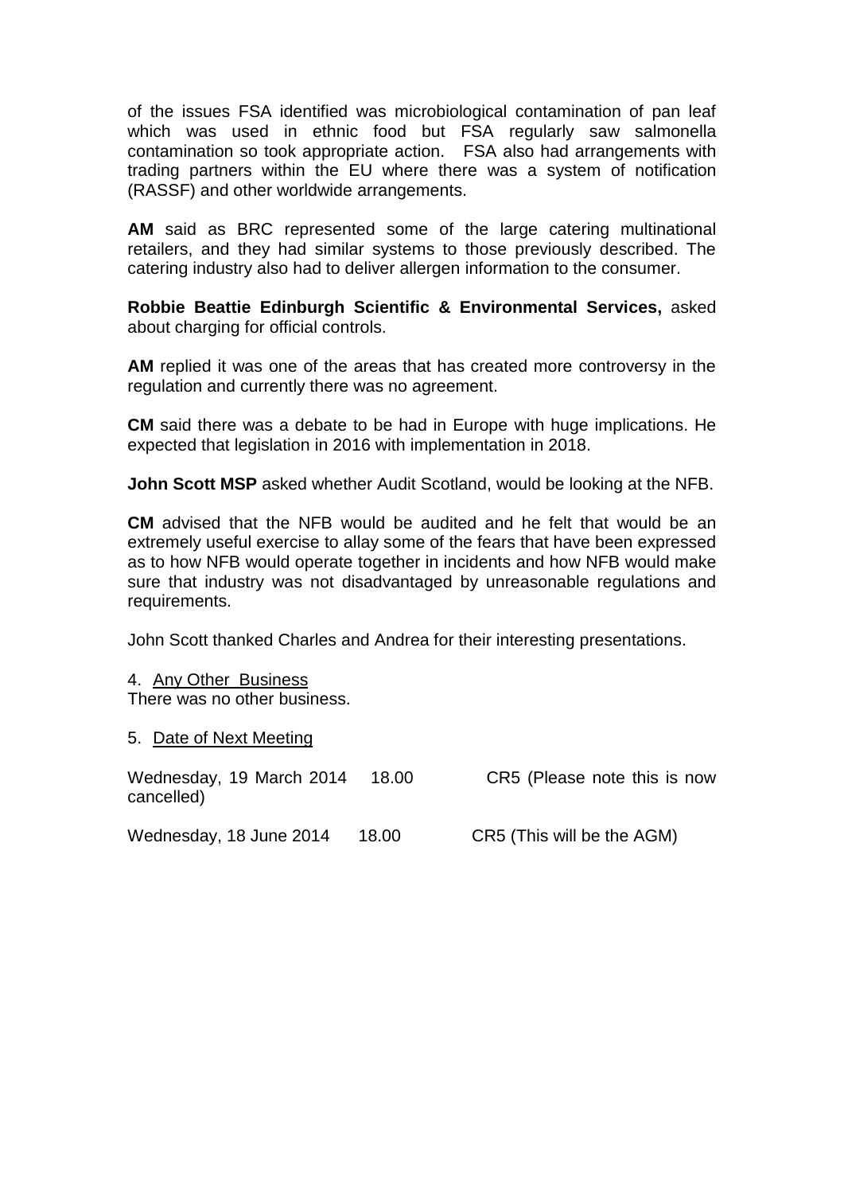of the issues FSA identified was microbiological contamination of pan leaf which was used in ethnic food but FSA regularly saw salmonella contamination so took appropriate action. FSA also had arrangements with trading partners within the EU where there was a system of notification (RASSF) and other worldwide arrangements.

**AM** said as BRC represented some of the large catering multinational retailers, and they had similar systems to those previously described. The catering industry also had to deliver allergen information to the consumer.

**Robbie Beattie Edinburgh Scientific & Environmental Services,** asked about charging for official controls.

**AM** replied it was one of the areas that has created more controversy in the regulation and currently there was no agreement.

**CM** said there was a debate to be had in Europe with huge implications. He expected that legislation in 2016 with implementation in 2018.

**John Scott MSP** asked whether Audit Scotland, would be looking at the NFB.

**CM** advised that the NFB would be audited and he felt that would be an extremely useful exercise to allay some of the fears that have been expressed as to how NFB would operate together in incidents and how NFB would make sure that industry was not disadvantaged by unreasonable regulations and requirements.

John Scott thanked Charles and Andrea for their interesting presentations.

4. Any Other Business

There was no other business.

5. Date of Next Meeting

| | | |
|---|---|---|
| Wednesday, 19 March 2014 | 18.00 | CR5 (Please note this is now cancelled) |
| Wednesday, 18 June 2014 | 18.00 | CR5 (This will be the AGM) |